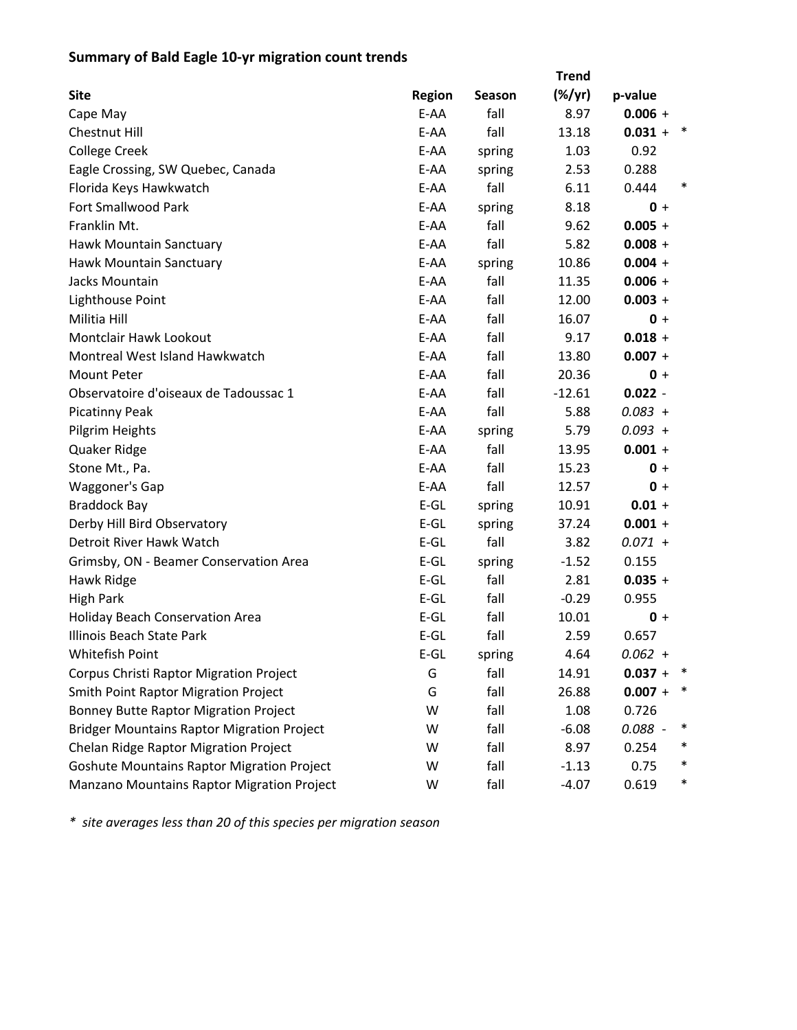**Summary of Bald Eagle 10-yr migration count trends**

| Site | Region | Season | Trend (%/yr) | p-value | | |
|---|---|---|---|---|---|---|
| Cape May | E-AA | fall | 8.97 | **0.006** | + | |
| Chestnut Hill | E-AA | fall | 13.18 | **0.031** | + | * |
| College Creek | E-AA | spring | 1.03 | 0.92 | | |
| Eagle Crossing, SW Quebec, Canada | E-AA | spring | 2.53 | 0.288 | | |
| Florida Keys Hawkwatch | E-AA | fall | 6.11 | 0.444 | | * |
| Fort Smallwood Park | E-AA | spring | 8.18 | **0** | + | |
| Franklin Mt. | E-AA | fall | 9.62 | **0.005** | + | |
| Hawk Mountain Sanctuary | E-AA | fall | 5.82 | **0.008** | + | |
| Hawk Mountain Sanctuary | E-AA | spring | 10.86 | **0.004** | + | |
| Jacks Mountain | E-AA | fall | 11.35 | **0.006** | + | |
| Lighthouse Point | E-AA | fall | 12.00 | **0.003** | + | |
| Militia Hill | E-AA | fall | 16.07 | **0** | + | |
| Montclair Hawk Lookout | E-AA | fall | 9.17 | **0.018** | + | |
| Montreal West Island Hawkwatch | E-AA | fall | 13.80 | **0.007** | + | |
| Mount Peter | E-AA | fall | 20.36 | **0** | + | |
| Observatoire d'oiseaux de Tadoussac 1 | E-AA | fall | -12.61 | **0.022** | - | |
| Picatinny Peak | E-AA | fall | 5.88 | *0.083* | + | |
| Pilgrim Heights | E-AA | spring | 5.79 | *0.093* | + | |
| Quaker Ridge | E-AA | fall | 13.95 | **0.001** | + | |
| Stone Mt., Pa. | E-AA | fall | 15.23 | **0** | + | |
| Waggoner's Gap | E-AA | fall | 12.57 | **0** | + | |
| Braddock Bay | E-GL | spring | 10.91 | **0.01** | + | |
| Derby Hill Bird Observatory | E-GL | spring | 37.24 | **0.001** | + | |
| Detroit River Hawk Watch | E-GL | fall | 3.82 | *0.071* | + | |
| Grimsby, ON - Beamer Conservation Area | E-GL | spring | -1.52 | 0.155 | | |
| Hawk Ridge | E-GL | fall | 2.81 | **0.035** | + | |
| High Park | E-GL | fall | -0.29 | 0.955 | | |
| Holiday Beach Conservation Area | E-GL | fall | 10.01 | **0** | + | |
| Illinois Beach State Park | E-GL | fall | 2.59 | 0.657 | | |
| Whitefish Point | E-GL | spring | 4.64 | *0.062* | + | |
| Corpus Christi Raptor Migration Project | G | fall | 14.91 | **0.037** | + | * |
| Smith Point Raptor Migration Project | G | fall | 26.88 | **0.007** | + | * |
| Bonney Butte Raptor Migration Project | W | fall | 1.08 | 0.726 | | |
| Bridger Mountains Raptor Migration Project | W | fall | -6.08 | *0.088* | - | * |
| Chelan Ridge Raptor Migration Project | W | fall | 8.97 | 0.254 | | * |
| Goshute Mountains Raptor Migration Project | W | fall | -1.13 | 0.75 | | * |
| Manzano Mountains Raptor Migration Project | W | fall | -4.07 | 0.619 | | * |

*\* site averages less than 20 of this species per migration season*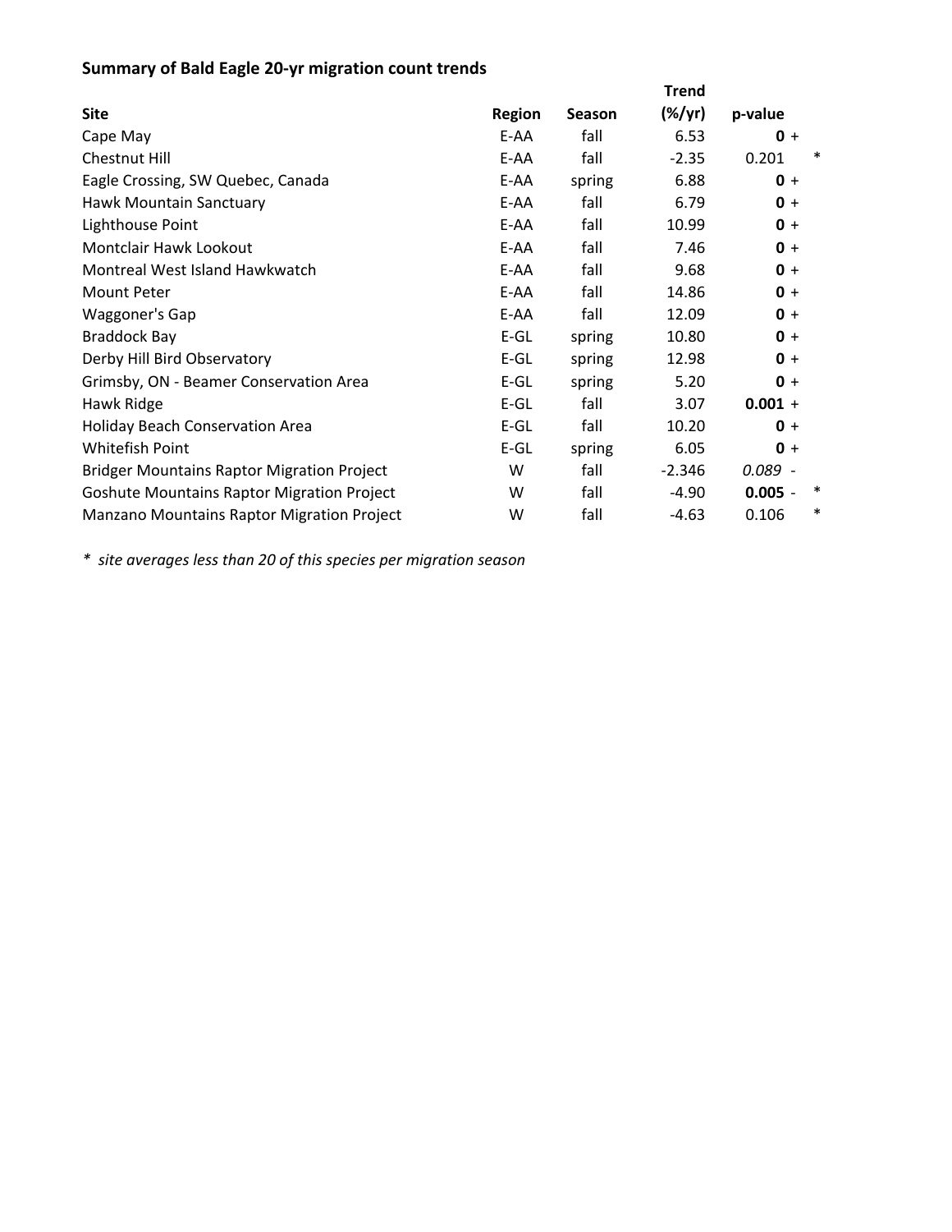**Summary of Bald Eagle 20-yr migration count trends**

| Site | Region | Season | Trend (%/yr) | p-value | | |
|---|---|---|---|---|---|---|
| Cape May | E-AA | fall | 6.53 | **0** | + | |
| Chestnut Hill | E-AA | fall | -2.35 | 0.201 | | * |
| Eagle Crossing, SW Quebec, Canada | E-AA | spring | 6.88 | **0** | + | |
| Hawk Mountain Sanctuary | E-AA | fall | 6.79 | **0** | + | |
| Lighthouse Point | E-AA | fall | 10.99 | **0** | + | |
| Montclair Hawk Lookout | E-AA | fall | 7.46 | **0** | + | |
| Montreal West Island Hawkwatch | E-AA | fall | 9.68 | **0** | + | |
| Mount Peter | E-AA | fall | 14.86 | **0** | + | |
| Waggoner's Gap | E-AA | fall | 12.09 | **0** | + | |
| Braddock Bay | E-GL | spring | 10.80 | **0** | + | |
| Derby Hill Bird Observatory | E-GL | spring | 12.98 | **0** | + | |
| Grimsby, ON - Beamer Conservation Area | E-GL | spring | 5.20 | **0** | + | |
| Hawk Ridge | E-GL | fall | 3.07 | **0.001** | + | |
| Holiday Beach Conservation Area | E-GL | fall | 10.20 | **0** | + | |
| Whitefish Point | E-GL | spring | 6.05 | **0** | + | |
| Bridger Mountains Raptor Migration Project | W | fall | -2.346 | *0.089* | - | |
| Goshute Mountains Raptor Migration Project | W | fall | -4.90 | **0.005** | - | * |
| Manzano Mountains Raptor Migration Project | W | fall | -4.63 | 0.106 | | * |

*\* site averages less than 20 of this species per migration season*